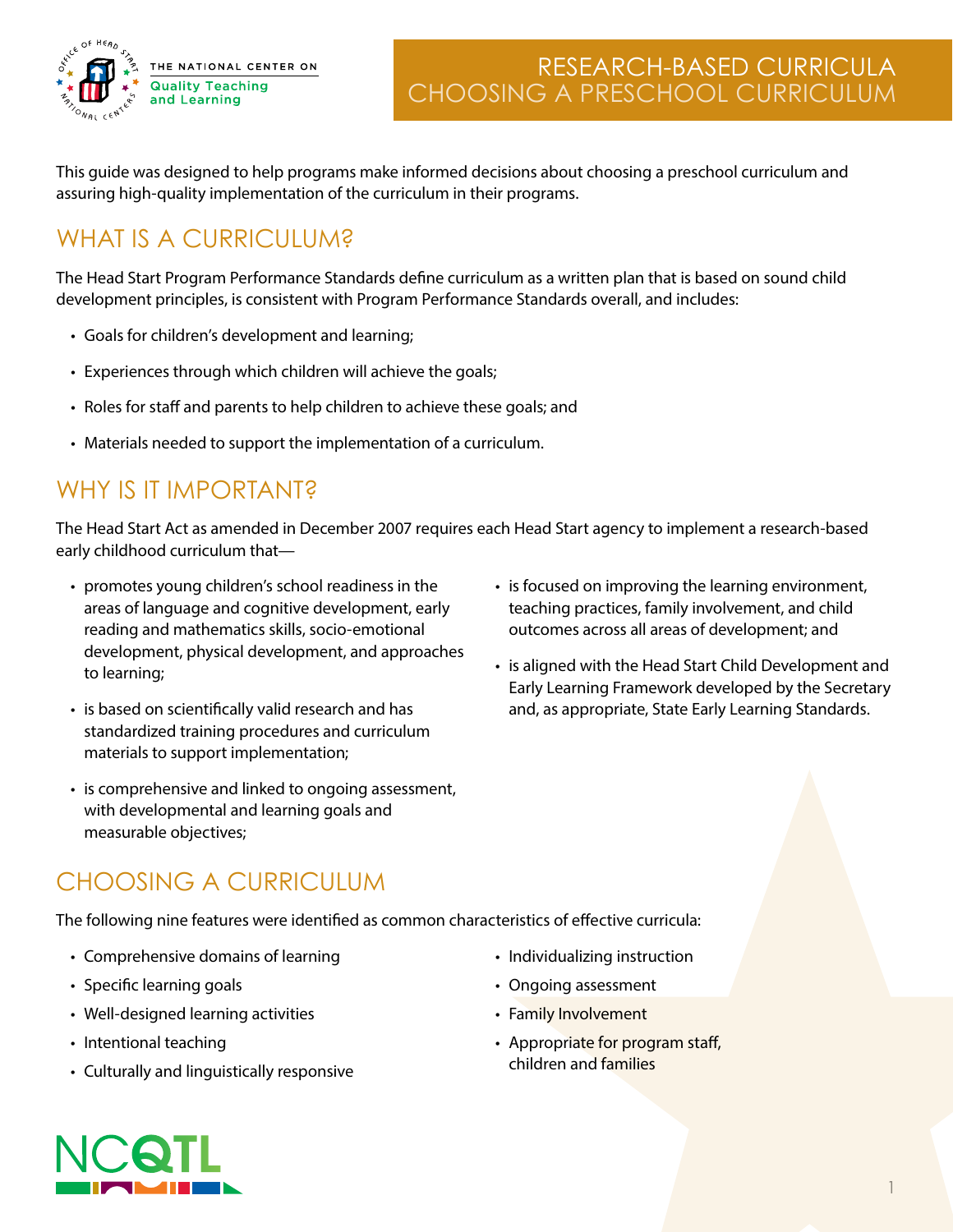# RESEARCH-BASED CURRICULA
## CHOOSING A PRESCHOOL CURRICULUM

This guide was designed to help programs make informed decisions about choosing a preschool curriculum and assuring high-quality implementation of the curriculum in their programs.

## WHAT IS A CURRICULUM?

The Head Start Program Performance Standards define curriculum as a written plan that is based on sound child development principles, is consistent with Program Performance Standards overall, and includes:

- Goals for children's development and learning;
- Experiences through which children will achieve the goals;
- Roles for staff and parents to help children to achieve these goals; and
- Materials needed to support the implementation of a curriculum.

## WHY IS IT IMPORTANT?

The Head Start Act as amended in December 2007 requires each Head Start agency to implement a research-based early childhood curriculum that—

- promotes young children's school readiness in the areas of language and cognitive development, early reading and mathematics skills, socio-emotional development, physical development, and approaches to learning;
- is based on scientifically valid research and has standardized training procedures and curriculum materials to support implementation;
- is comprehensive and linked to ongoing assessment, with developmental and learning goals and measurable objectives;
- is focused on improving the learning environment, teaching practices, family involvement, and child outcomes across all areas of development; and
- is aligned with the Head Start Child Development and Early Learning Framework developed by the Secretary and, as appropriate, State Early Learning Standards.

## CHOOSING A CURRICULUM

The following nine features were identified as common characteristics of effective curricula:

- Comprehensive domains of learning
- Specific learning goals
- Well-designed learning activities
- Intentional teaching
- Culturally and linguistically responsive
- Individualizing instruction
- Ongoing assessment
- Family Involvement
- Appropriate for program staff, children and families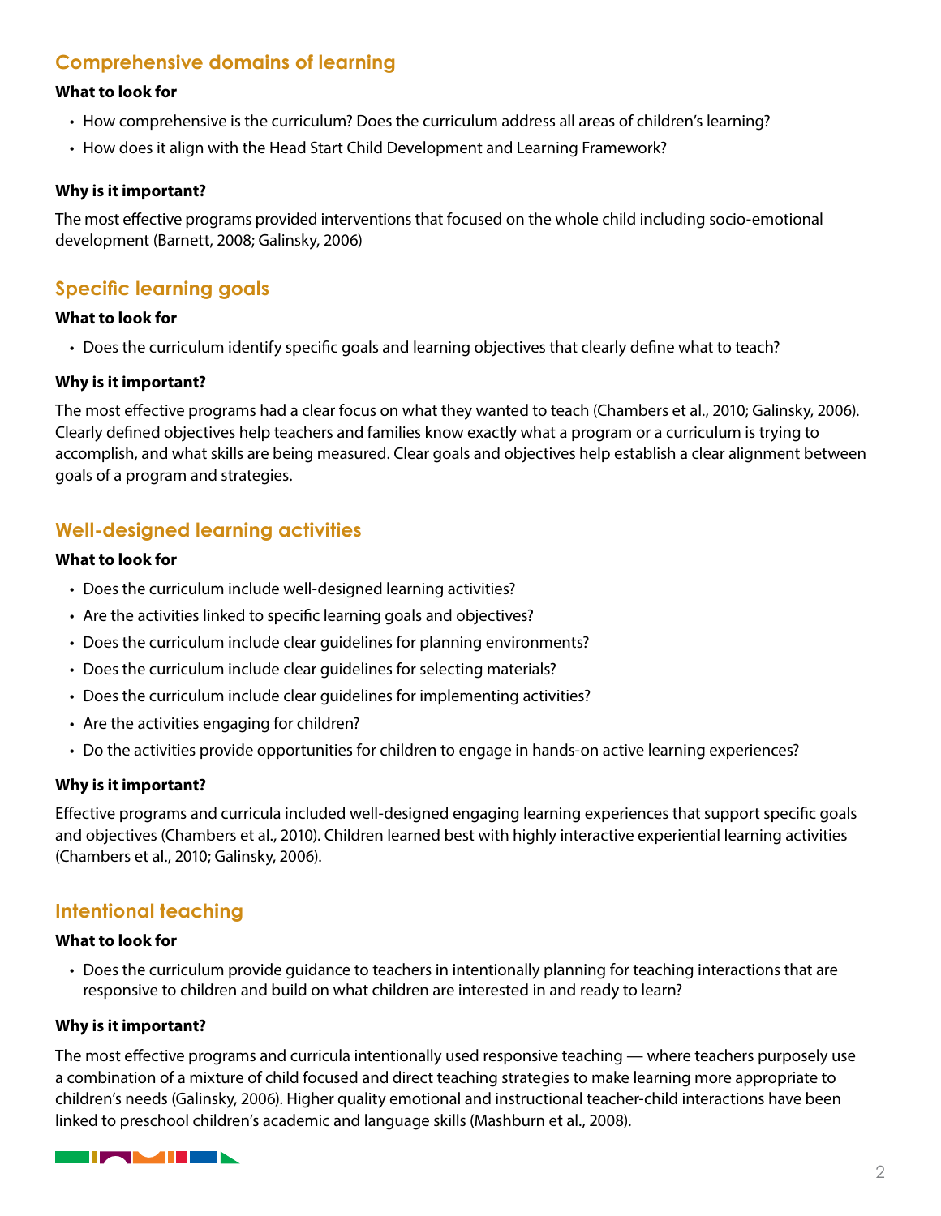## Comprehensive domains of learning

**What to look for**

- How comprehensive is the curriculum? Does the curriculum address all areas of children's learning?
- How does it align with the Head Start Child Development and Learning Framework?

**Why is it important?**

The most effective programs provided interventions that focused on the whole child including socio-emotional development (Barnett, 2008; Galinsky, 2006)

## Specific learning goals

**What to look for**

- Does the curriculum identify specific goals and learning objectives that clearly define what to teach?

**Why is it important?**

The most effective programs had a clear focus on what they wanted to teach (Chambers et al., 2010; Galinsky, 2006). Clearly defined objectives help teachers and families know exactly what a program or a curriculum is trying to accomplish, and what skills are being measured. Clear goals and objectives help establish a clear alignment between goals of a program and strategies.

## Well-designed learning activities

**What to look for**

- Does the curriculum include well-designed learning activities?
- Are the activities linked to specific learning goals and objectives?
- Does the curriculum include clear guidelines for planning environments?
- Does the curriculum include clear guidelines for selecting materials?
- Does the curriculum include clear guidelines for implementing activities?
- Are the activities engaging for children?
- Do the activities provide opportunities for children to engage in hands-on active learning experiences?

**Why is it important?**

Effective programs and curricula included well-designed engaging learning experiences that support specific goals and objectives (Chambers et al., 2010). Children learned best with highly interactive experiential learning activities (Chambers et al., 2010; Galinsky, 2006).

## Intentional teaching

**What to look for**

- Does the curriculum provide guidance to teachers in intentionally planning for teaching interactions that are responsive to children and build on what children are interested in and ready to learn?

**Why is it important?**

The most effective programs and curricula intentionally used responsive teaching — where teachers purposely use a combination of a mixture of child focused and direct teaching strategies to make learning more appropriate to children's needs (Galinsky, 2006). Higher quality emotional and instructional teacher-child interactions have been linked to preschool children's academic and language skills (Mashburn et al., 2008).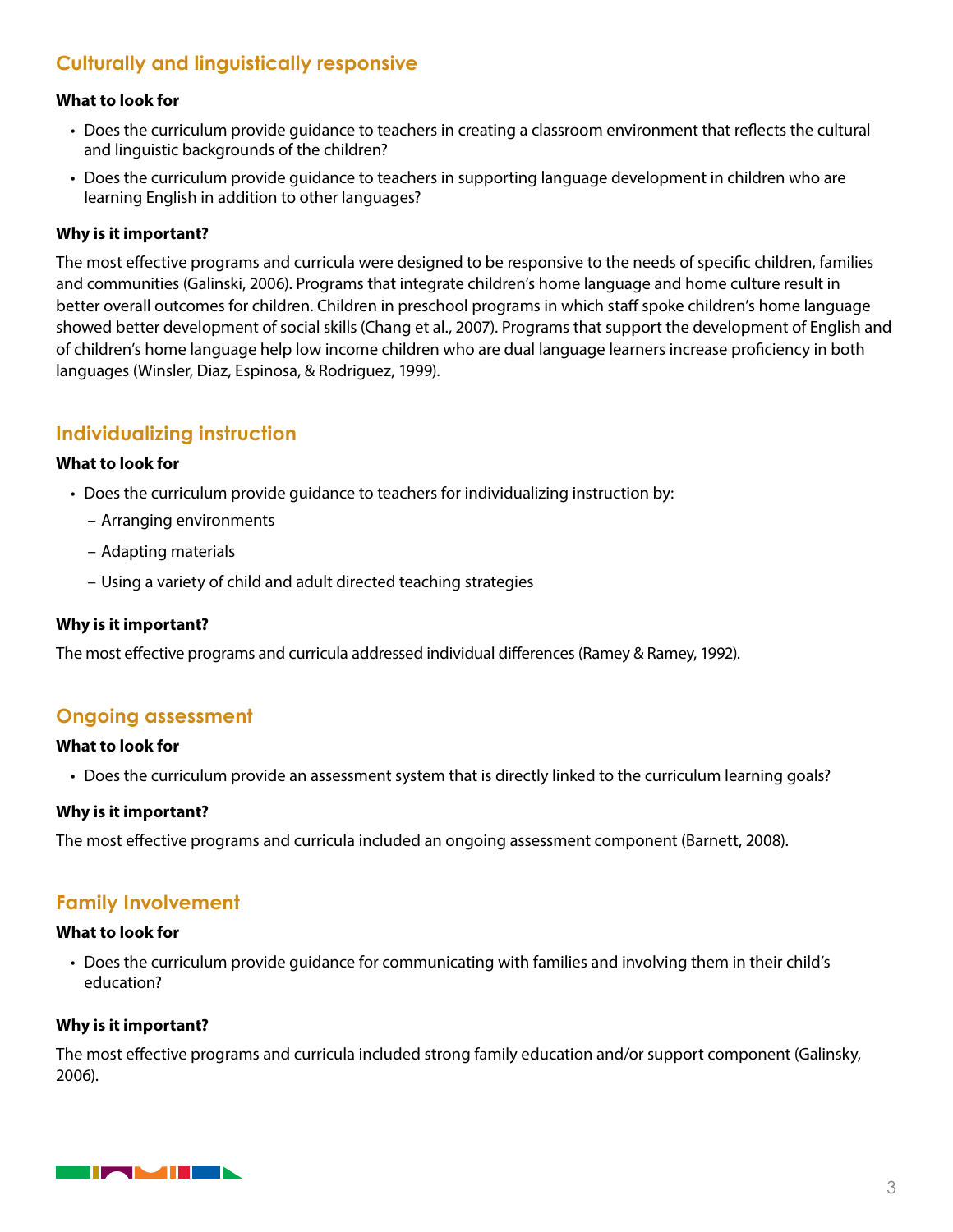## Culturally and linguistically responsive

**What to look for**

- Does the curriculum provide guidance to teachers in creating a classroom environment that reflects the cultural and linguistic backgrounds of the children?
- Does the curriculum provide guidance to teachers in supporting language development in children who are learning English in addition to other languages?

**Why is it important?**

The most effective programs and curricula were designed to be responsive to the needs of specific children, families and communities (Galinski, 2006). Programs that integrate children's home language and home culture result in better overall outcomes for children. Children in preschool programs in which staff spoke children's home language showed better development of social skills (Chang et al., 2007). Programs that support the development of English and of children's home language help low income children who are dual language learners increase proficiency in both languages (Winsler, Diaz, Espinosa, & Rodriguez, 1999).

## Individualizing instruction

**What to look for**

- Does the curriculum provide guidance to teachers for individualizing instruction by:
  - Arranging environments
  - Adapting materials
  - Using a variety of child and adult directed teaching strategies

**Why is it important?**

The most effective programs and curricula addressed individual differences (Ramey & Ramey, 1992).

## Ongoing assessment

**What to look for**

- Does the curriculum provide an assessment system that is directly linked to the curriculum learning goals?

**Why is it important?**

The most effective programs and curricula included an ongoing assessment component (Barnett, 2008).

## Family Involvement

**What to look for**

- Does the curriculum provide guidance for communicating with families and involving them in their child's education?

**Why is it important?**

The most effective programs and curricula included strong family education and/or support component (Galinsky, 2006).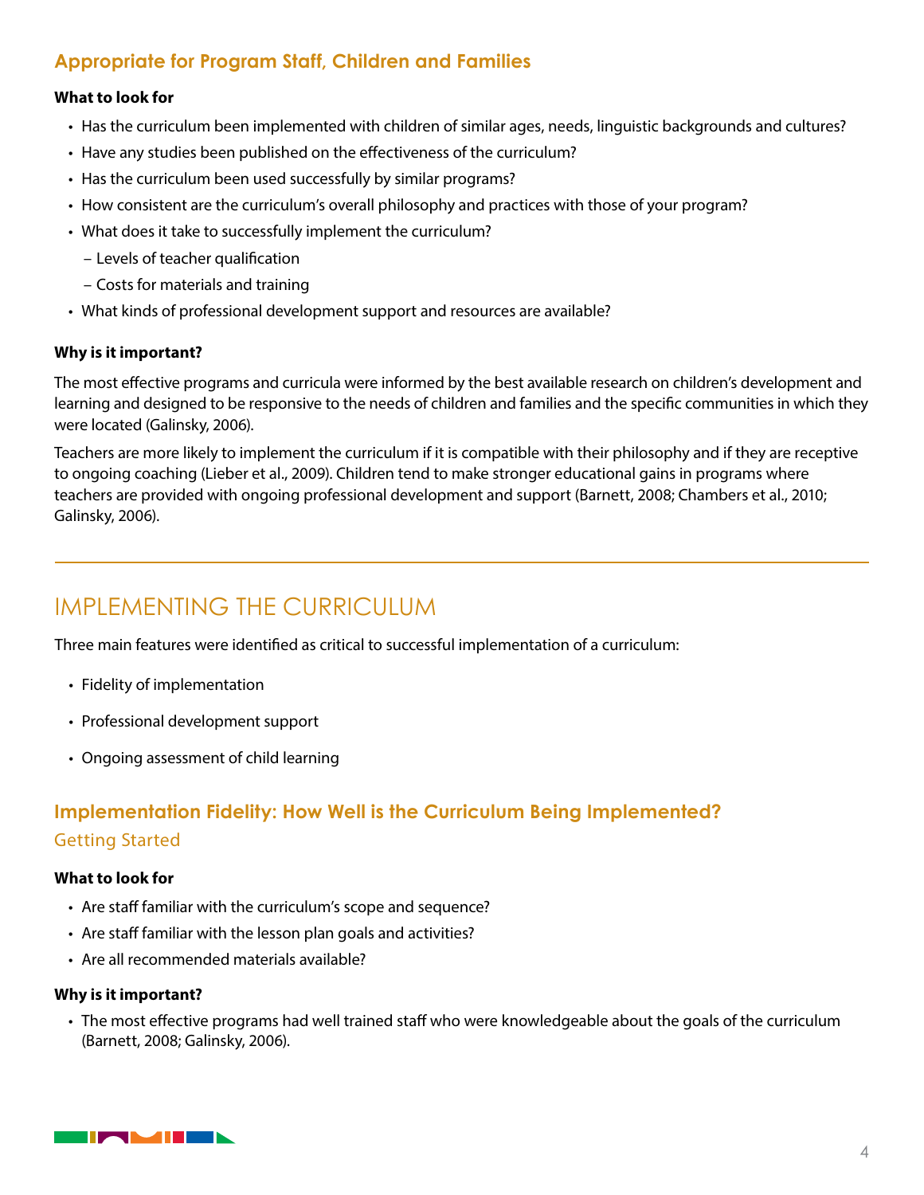### Appropriate for Program Staff, Children and Families

**What to look for**

- Has the curriculum been implemented with children of similar ages, needs, linguistic backgrounds and cultures?
- Have any studies been published on the effectiveness of the curriculum?
- Has the curriculum been used successfully by similar programs?
- How consistent are the curriculum's overall philosophy and practices with those of your program?
- What does it take to successfully implement the curriculum?
  - Levels of teacher qualification
  - Costs for materials and training
- What kinds of professional development support and resources are available?

**Why is it important?**

The most effective programs and curricula were informed by the best available research on children's development and learning and designed to be responsive to the needs of children and families and the specific communities in which they were located (Galinsky, 2006).

Teachers are more likely to implement the curriculum if it is compatible with their philosophy and if they are receptive to ongoing coaching (Lieber et al., 2009). Children tend to make stronger educational gains in programs where teachers are provided with ongoing professional development and support (Barnett, 2008; Chambers et al., 2010; Galinsky, 2006).

## IMPLEMENTING THE CURRICULUM

Three main features were identified as critical to successful implementation of a curriculum:

- Fidelity of implementation
- Professional development support
- Ongoing assessment of child learning

### Implementation Fidelity: How Well is the Curriculum Being Implemented?

#### Getting Started

**What to look for**

- Are staff familiar with the curriculum's scope and sequence?
- Are staff familiar with the lesson plan goals and activities?
- Are all recommended materials available?

**Why is it important?**

- The most effective programs had well trained staff who were knowledgeable about the goals of the curriculum (Barnett, 2008; Galinsky, 2006).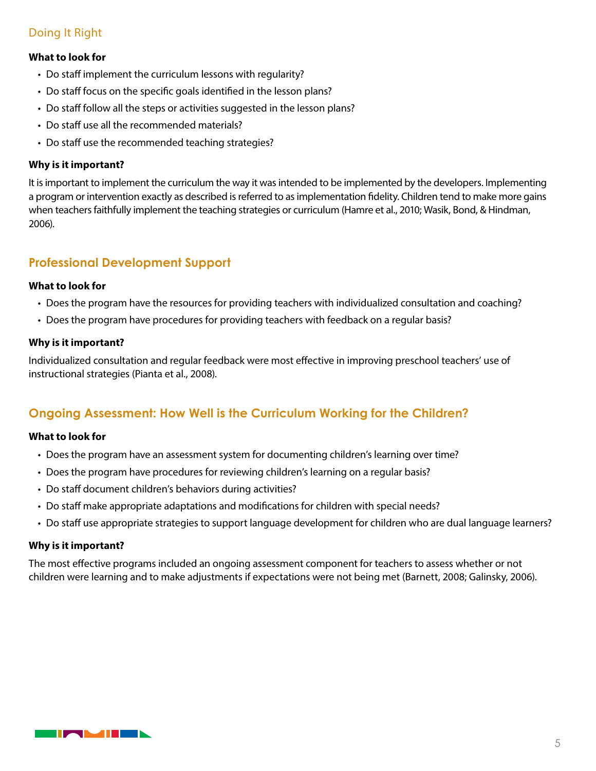### Doing It Right

**What to look for**

- Do staff implement the curriculum lessons with regularity?
- Do staff focus on the specific goals identified in the lesson plans?
- Do staff follow all the steps or activities suggested in the lesson plans?
- Do staff use all the recommended materials?
- Do staff use the recommended teaching strategies?

**Why is it important?**

It is important to implement the curriculum the way it was intended to be implemented by the developers. Implementing a program or intervention exactly as described is referred to as implementation fidelity. Children tend to make more gains when teachers faithfully implement the teaching strategies or curriculum (Hamre et al., 2010; Wasik, Bond, & Hindman, 2006).

## Professional Development Support

**What to look for**

- Does the program have the resources for providing teachers with individualized consultation and coaching?
- Does the program have procedures for providing teachers with feedback on a regular basis?

**Why is it important?**

Individualized consultation and regular feedback were most effective in improving preschool teachers' use of instructional strategies (Pianta et al., 2008).

## Ongoing Assessment: How Well is the Curriculum Working for the Children?

**What to look for**

- Does the program have an assessment system for documenting children's learning over time?
- Does the program have procedures for reviewing children's learning on a regular basis?
- Do staff document children's behaviors during activities?
- Do staff make appropriate adaptations and modifications for children with special needs?
- Do staff use appropriate strategies to support language development for children who are dual language learners?

**Why is it important?**

The most effective programs included an ongoing assessment component for teachers to assess whether or not children were learning and to make adjustments if expectations were not being met (Barnett, 2008; Galinsky, 2006).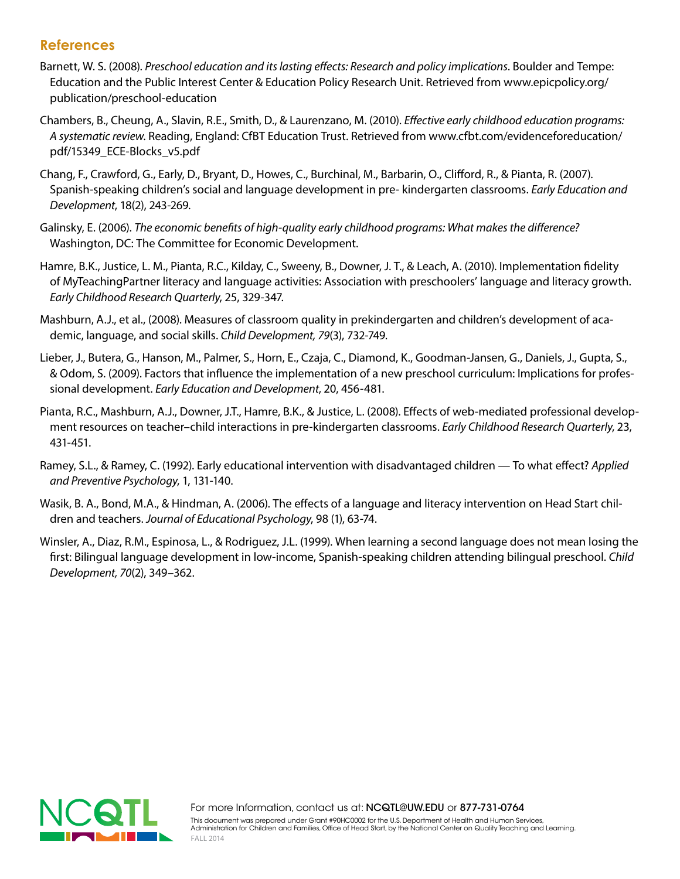## References

Barnett, W. S. (2008). *Preschool education and its lasting effects: Research and policy implications*. Boulder and Tempe: Education and the Public Interest Center & Education Policy Research Unit. Retrieved from www.epicpolicy.org/publication/preschool-education

Chambers, B., Cheung, A., Slavin, R.E., Smith, D., & Laurenzano, M. (2010). *Effective early childhood education programs: A systematic review*. Reading, England: CfBT Education Trust. Retrieved from www.cfbt.com/evidenceforeducation/pdf/15349_ECE-Blocks_v5.pdf

Chang, F., Crawford, G., Early, D., Bryant, D., Howes, C., Burchinal, M., Barbarin, O., Clifford, R., & Pianta, R. (2007). Spanish-speaking children's social and language development in pre- kindergarten classrooms. *Early Education and Development*, 18(2), 243-269.

Galinsky, E. (2006). *The economic benefits of high-quality early childhood programs: What makes the difference?* Washington, DC: The Committee for Economic Development.

Hamre, B.K., Justice, L. M., Pianta, R.C., Kilday, C., Sweeny, B., Downer, J. T., & Leach, A. (2010). Implementation fidelity of MyTeachingPartner literacy and language activities: Association with preschoolers' language and literacy growth. *Early Childhood Research Quarterly*, 25, 329-347.

Mashburn, A.J., et al., (2008). Measures of classroom quality in prekindergarten and children's development of academic, language, and social skills. *Child Development, 79*(3), 732-749.

Lieber, J., Butera, G., Hanson, M., Palmer, S., Horn, E., Czaja, C., Diamond, K., Goodman-Jansen, G., Daniels, J., Gupta, S., & Odom, S. (2009). Factors that influence the implementation of a new preschool curriculum: Implications for professional development. *Early Education and Development*, 20, 456-481.

Pianta, R.C., Mashburn, A.J., Downer, J.T., Hamre, B.K., & Justice, L. (2008). Effects of web-mediated professional development resources on teacher–child interactions in pre-kindergarten classrooms. *Early Childhood Research Quarterly*, 23, 431-451.

Ramey, S.L., & Ramey, C. (1992). Early educational intervention with disadvantaged children — To what effect? *Applied and Preventive Psychology*, 1, 131-140.

Wasik, B. A., Bond, M.A., & Hindman, A. (2006). The effects of a language and literacy intervention on Head Start children and teachers. *Journal of Educational Psychology*, 98 (1), 63-74.

Winsler, A., Diaz, R.M., Espinosa, L., & Rodriguez, J.L. (1999). When learning a second language does not mean losing the first: Bilingual language development in low-income, Spanish-speaking children attending bilingual preschool. *Child Development, 70*(2), 349–362.

NCQTL

For more Information, contact us at: NCQTL@UW.EDU or 877-731-0764

This document was prepared under Grant #90HC0002 for the U.S. Department of Health and Human Services, Administration for Children and Families, Office of Head Start, by the National Center on Quality Teaching and Learning.

FALL 2014